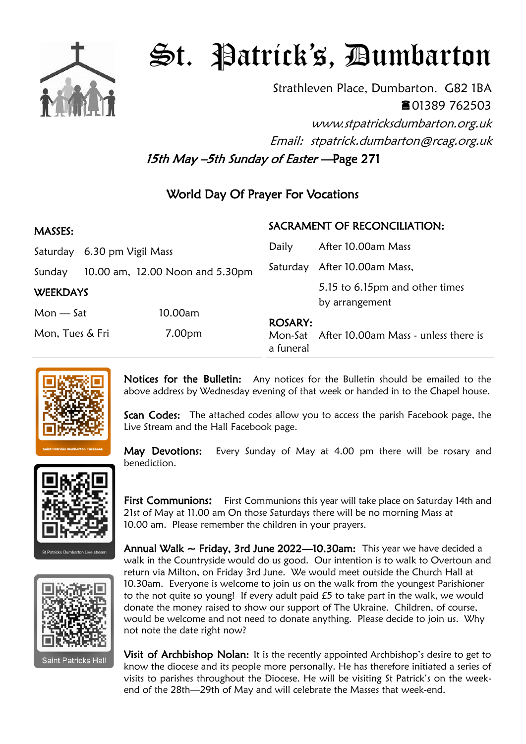# St. Patrick's, Dumbarton

Strathleven Place, Dumbarton. G82 1BA
☎01389 762503
*www.stpatricksdumbarton.org.uk*
*Email: stpatrick.dumbarton@rcag.org.uk*

*15th May –5th Sunday of Easter* —Page 271

## World Day Of Prayer For Vocations

**MASSES:**

| | |
|---|---|
| Saturday | 6.30 pm Vigil Mass |
| Sunday | 10.00 am, 12.00 Noon and 5.30pm |

**WEEKDAYS**

| | |
|---|---|
| Mon — Sat | 10.00am |
| Mon, Tues & Fri | 7.00pm |

**SACRAMENT OF RECONCILIATION:**

| | |
|---|---|
| Daily | After 10.00am Mass |
| Saturday | After 10.00am Mass, 5.15 to 6.15pm and other times by arrangement |

**ROSARY:**
Mon-Sat After 10.00am Mass - unless there is a funeral

Saint Patricks Dumbarton Facebook

St Patricks Dumbarton Live stream

Saint Patricks Hall

**Notices for the Bulletin:** Any notices for the Bulletin should be emailed to the above address by Wednesday evening of that week or handed in to the Chapel house.

**Scan Codes:** The attached codes allow you to access the parish Facebook page, the Live Stream and the Hall Facebook page.

**May Devotions:** Every Sunday of May at 4.00 pm there will be rosary and benediction.

**First Communions:** First Communions this year will take place on Saturday 14th and 21st of May at 11.00 am On those Saturdays there will be no morning Mass at 10.00 am. Please remember the children in your prayers.

**Annual Walk ~ Friday, 3rd June 2022—10.30am:** This year we have decided a walk in the Countryside would do us good. Our intention is to walk to Overtoun and return via Milton, on Friday 3rd June. We would meet outside the Church Hall at 10.30am. Everyone is welcome to join us on the walk from the youngest Parishioner to the not quite so young! If every adult paid £5 to take part in the walk, we would donate the money raised to show our support of The Ukraine. Children, of course, would be welcome and not need to donate anything. Please decide to join us. Why not note the date right now?

**Visit of Archbishop Nolan:** It is the recently appointed Archbishop's desire to get to know the diocese and its people more personally. He has therefore initiated a series of visits to parishes throughout the Diocese. He will be visiting St Patrick's on the week-end of the 28th—29th of May and will celebrate the Masses that week-end.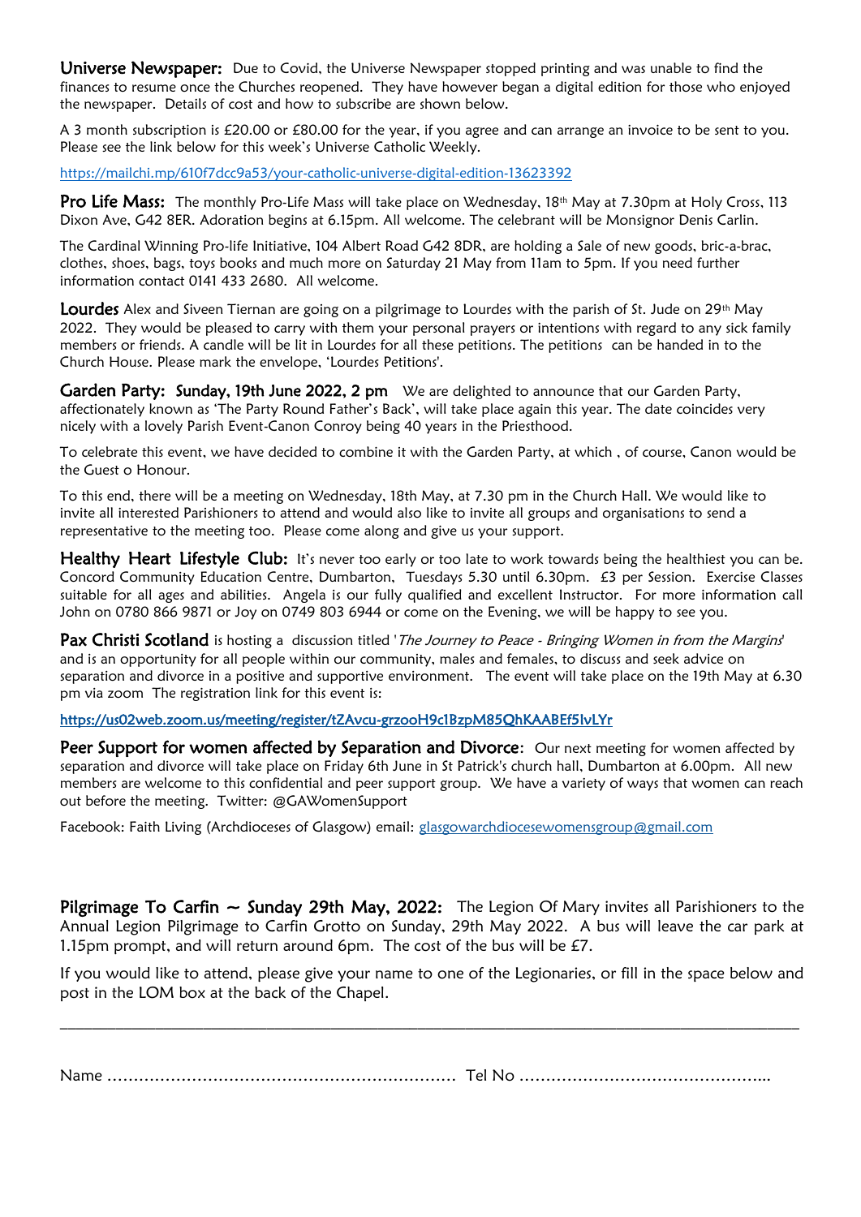**Universe Newspaper:** Due to Covid, the Universe Newspaper stopped printing and was unable to find the finances to resume once the Churches reopened. They have however began a digital edition for those who enjoyed the newspaper. Details of cost and how to subscribe are shown below.

A 3 month subscription is £20.00 or £80.00 for the year, if you agree and can arrange an invoice to be sent to you. Please see the link below for this week's Universe Catholic Weekly.

https://mailchi.mp/610f7dcc9a53/your-catholic-universe-digital-edition-13623392

**Pro Life Mass:** The monthly Pro-Life Mass will take place on Wednesday, 18th May at 7.30pm at Holy Cross, 113 Dixon Ave, G42 8ER. Adoration begins at 6.15pm. All welcome. The celebrant will be Monsignor Denis Carlin.

The Cardinal Winning Pro-life Initiative, 104 Albert Road G42 8DR, are holding a Sale of new goods, bric-a-brac, clothes, shoes, bags, toys books and much more on Saturday 21 May from 11am to 5pm. If you need further information contact 0141 433 2680. All welcome.

**Lourdes** Alex and Siveen Tiernan are going on a pilgrimage to Lourdes with the parish of St. Jude on 29th May 2022. They would be pleased to carry with them your personal prayers or intentions with regard to any sick family members or friends. A candle will be lit in Lourdes for all these petitions. The petitions can be handed in to the Church House. Please mark the envelope, 'Lourdes Petitions'.

**Garden Party: Sunday, 19th June 2022, 2 pm** We are delighted to announce that our Garden Party, affectionately known as 'The Party Round Father's Back', will take place again this year. The date coincides very nicely with a lovely Parish Event-Canon Conroy being 40 years in the Priesthood.

To celebrate this event, we have decided to combine it with the Garden Party, at which , of course, Canon would be the Guest o Honour.

To this end, there will be a meeting on Wednesday, 18th May, at 7.30 pm in the Church Hall. We would like to invite all interested Parishioners to attend and would also like to invite all groups and organisations to send a representative to the meeting too. Please come along and give us your support.

**Healthy Heart Lifestyle Club:** It's never too early or too late to work towards being the healthiest you can be. Concord Community Education Centre, Dumbarton, Tuesdays 5.30 until 6.30pm. £3 per Session. Exercise Classes suitable for all ages and abilities. Angela is our fully qualified and excellent Instructor. For more information call John on 0780 866 9871 or Joy on 0749 803 6944 or come on the Evening, we will be happy to see you.

**Pax Christi Scotland** is hosting a discussion titled '*The Journey to Peace - Bringing Women in from the Margins*' and is an opportunity for all people within our community, males and females, to discuss and seek advice on separation and divorce in a positive and supportive environment. The event will take place on the 19th May at 6.30 pm via zoom The registration link for this event is:

**https://us02web.zoom.us/meeting/register/tZAvcu-grzooH9c1BzpM85QhKAABEf5IvLYr**

**Peer Support for women affected by Separation and Divorce**: Our next meeting for women affected by separation and divorce will take place on Friday 6th June in St Patrick's church hall, Dumbarton at 6.00pm. All new members are welcome to this confidential and peer support group. We have a variety of ways that women can reach out before the meeting. Twitter: @GAWomenSupport

Facebook: Faith Living (Archdioceses of Glasgow) email: glasgowarchdiocesewomensgroup@gmail.com

**Pilgrimage To Carfin ~ Sunday 29th May, 2022:** The Legion Of Mary invites all Parishioners to the Annual Legion Pilgrimage to Carfin Grotto on Sunday, 29th May 2022. A bus will leave the car park at 1.15pm prompt, and will return around 6pm. The cost of the bus will be £7.

If you would like to attend, please give your name to one of the Legionaries, or fill in the space below and post in the LOM box at the back of the Chapel.

---

Name ………………………………………………………… Tel No ………………………………………...